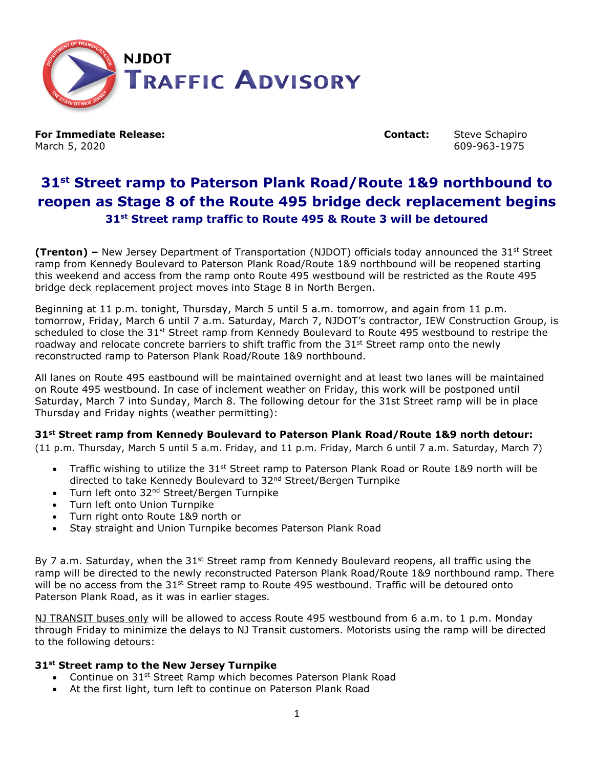# NJDOT Traffic Advisory

**For Immediate Release:**
March 5, 2020

**Contact:** Steve Schapiro
609-963-1975

## 31st Street ramp to Paterson Plank Road/Route 1&9 northbound to reopen as Stage 8 of the Route 495 bridge deck replacement begins

### 31st Street ramp traffic to Route 495 & Route 3 will be detoured

**(Trenton) –** New Jersey Department of Transportation (NJDOT) officials today announced the 31st Street ramp from Kennedy Boulevard to Paterson Plank Road/Route 1&9 northbound will be reopened starting this weekend and access from the ramp onto Route 495 westbound will be restricted as the Route 495 bridge deck replacement project moves into Stage 8 in North Bergen.

Beginning at 11 p.m. tonight, Thursday, March 5 until 5 a.m. tomorrow, and again from 11 p.m. tomorrow, Friday, March 6 until 7 a.m. Saturday, March 7, NJDOT's contractor, IEW Construction Group, is scheduled to close the 31st Street ramp from Kennedy Boulevard to Route 495 westbound to restripe the roadway and relocate concrete barriers to shift traffic from the 31st Street ramp onto the newly reconstructed ramp to Paterson Plank Road/Route 1&9 northbound.

All lanes on Route 495 eastbound will be maintained overnight and at least two lanes will be maintained on Route 495 westbound. In case of inclement weather on Friday, this work will be postponed until Saturday, March 7 into Sunday, March 8. The following detour for the 31st Street ramp will be in place Thursday and Friday nights (weather permitting):

**31st Street ramp from Kennedy Boulevard to Paterson Plank Road/Route 1&9 north detour:**
(11 p.m. Thursday, March 5 until 5 a.m. Friday, and 11 p.m. Friday, March 6 until 7 a.m. Saturday, March 7)

- Traffic wishing to utilize the 31st Street ramp to Paterson Plank Road or Route 1&9 north will be directed to take Kennedy Boulevard to 32nd Street/Bergen Turnpike
- Turn left onto 32nd Street/Bergen Turnpike
- Turn left onto Union Turnpike
- Turn right onto Route 1&9 north or
- Stay straight and Union Turnpike becomes Paterson Plank Road

By 7 a.m. Saturday, when the 31st Street ramp from Kennedy Boulevard reopens, all traffic using the ramp will be directed to the newly reconstructed Paterson Plank Road/Route 1&9 northbound ramp. There will be no access from the 31st Street ramp to Route 495 westbound. Traffic will be detoured onto Paterson Plank Road, as it was in earlier stages.

NJ TRANSIT buses only will be allowed to access Route 495 westbound from 6 a.m. to 1 p.m. Monday through Friday to minimize the delays to NJ Transit customers. Motorists using the ramp will be directed to the following detours:

**31st Street ramp to the New Jersey Turnpike**

- Continue on 31st Street Ramp which becomes Paterson Plank Road
- At the first light, turn left to continue on Paterson Plank Road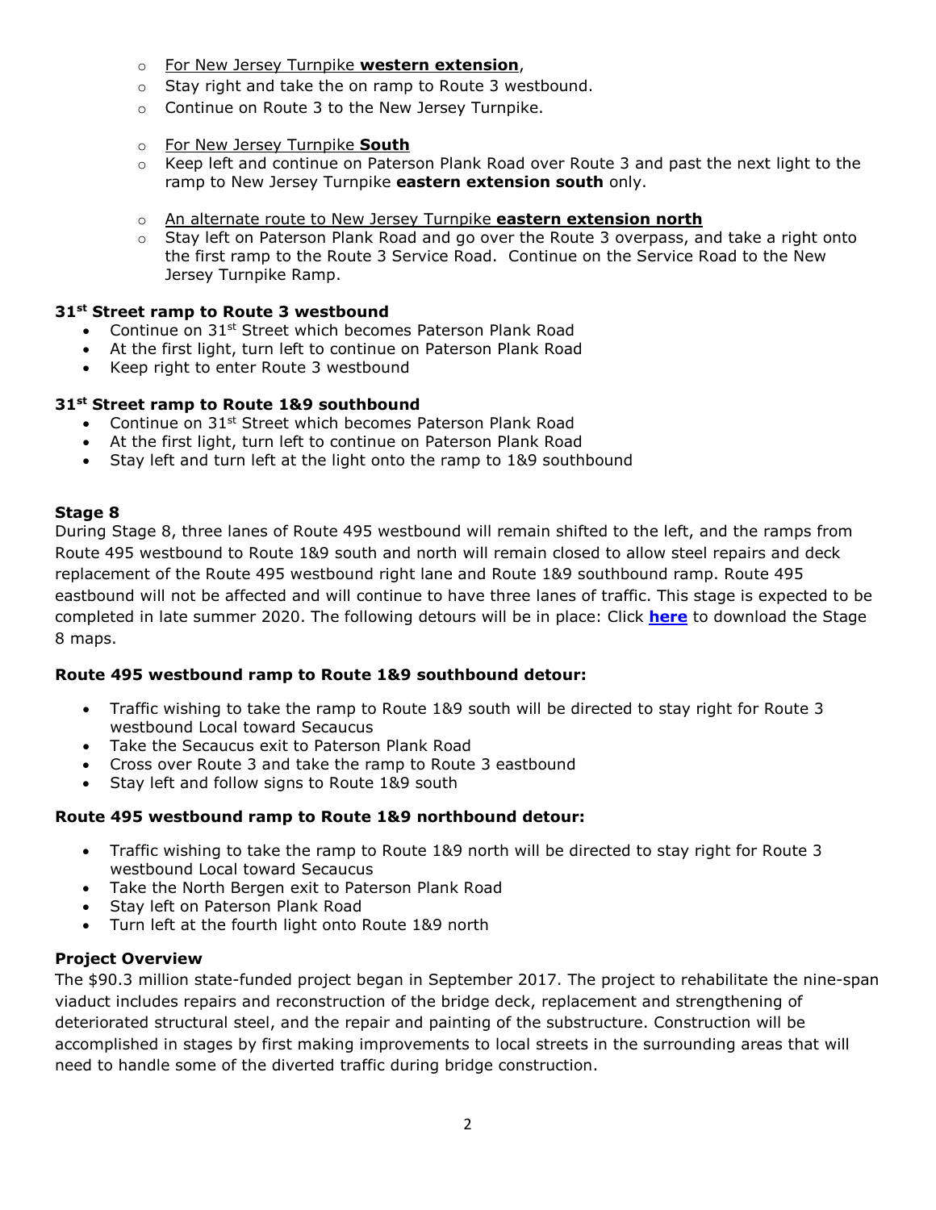- For New Jersey Turnpike **western extension**,
- Stay right and take the on ramp to Route 3 westbound.
- Continue on Route 3 to the New Jersey Turnpike.

- For New Jersey Turnpike **South**
- Keep left and continue on Paterson Plank Road over Route 3 and past the next light to the ramp to New Jersey Turnpike **eastern extension south** only.

- An alternate route to New Jersey Turnpike **eastern extension north**
- Stay left on Paterson Plank Road and go over the Route 3 overpass, and take a right onto the first ramp to the Route 3 Service Road. Continue on the Service Road to the New Jersey Turnpike Ramp.

**31st Street ramp to Route 3 westbound**

- Continue on 31st Street which becomes Paterson Plank Road
- At the first light, turn left to continue on Paterson Plank Road
- Keep right to enter Route 3 westbound

**31st Street ramp to Route 1&9 southbound**

- Continue on 31st Street which becomes Paterson Plank Road
- At the first light, turn left to continue on Paterson Plank Road
- Stay left and turn left at the light onto the ramp to 1&9 southbound

## Stage 8

During Stage 8, three lanes of Route 495 westbound will remain shifted to the left, and the ramps from Route 495 westbound to Route 1&9 south and north will remain closed to allow steel repairs and deck replacement of the Route 495 westbound right lane and Route 1&9 southbound ramp. Route 495 eastbound will not be affected and will continue to have three lanes of traffic. This stage is expected to be completed in late summer 2020. The following detours will be in place: Click **here** to download the Stage 8 maps.

**Route 495 westbound ramp to Route 1&9 southbound detour:**

- Traffic wishing to take the ramp to Route 1&9 south will be directed to stay right for Route 3 westbound Local toward Secaucus
- Take the Secaucus exit to Paterson Plank Road
- Cross over Route 3 and take the ramp to Route 3 eastbound
- Stay left and follow signs to Route 1&9 south

**Route 495 westbound ramp to Route 1&9 northbound detour:**

- Traffic wishing to take the ramp to Route 1&9 north will be directed to stay right for Route 3 westbound Local toward Secaucus
- Take the North Bergen exit to Paterson Plank Road
- Stay left on Paterson Plank Road
- Turn left at the fourth light onto Route 1&9 north

## Project Overview

The $90.3 million state-funded project began in September 2017. The project to rehabilitate the nine-span viaduct includes repairs and reconstruction of the bridge deck, replacement and strengthening of deteriorated structural steel, and the repair and painting of the substructure. Construction will be accomplished in stages by first making improvements to local streets in the surrounding areas that will need to handle some of the diverted traffic during bridge construction.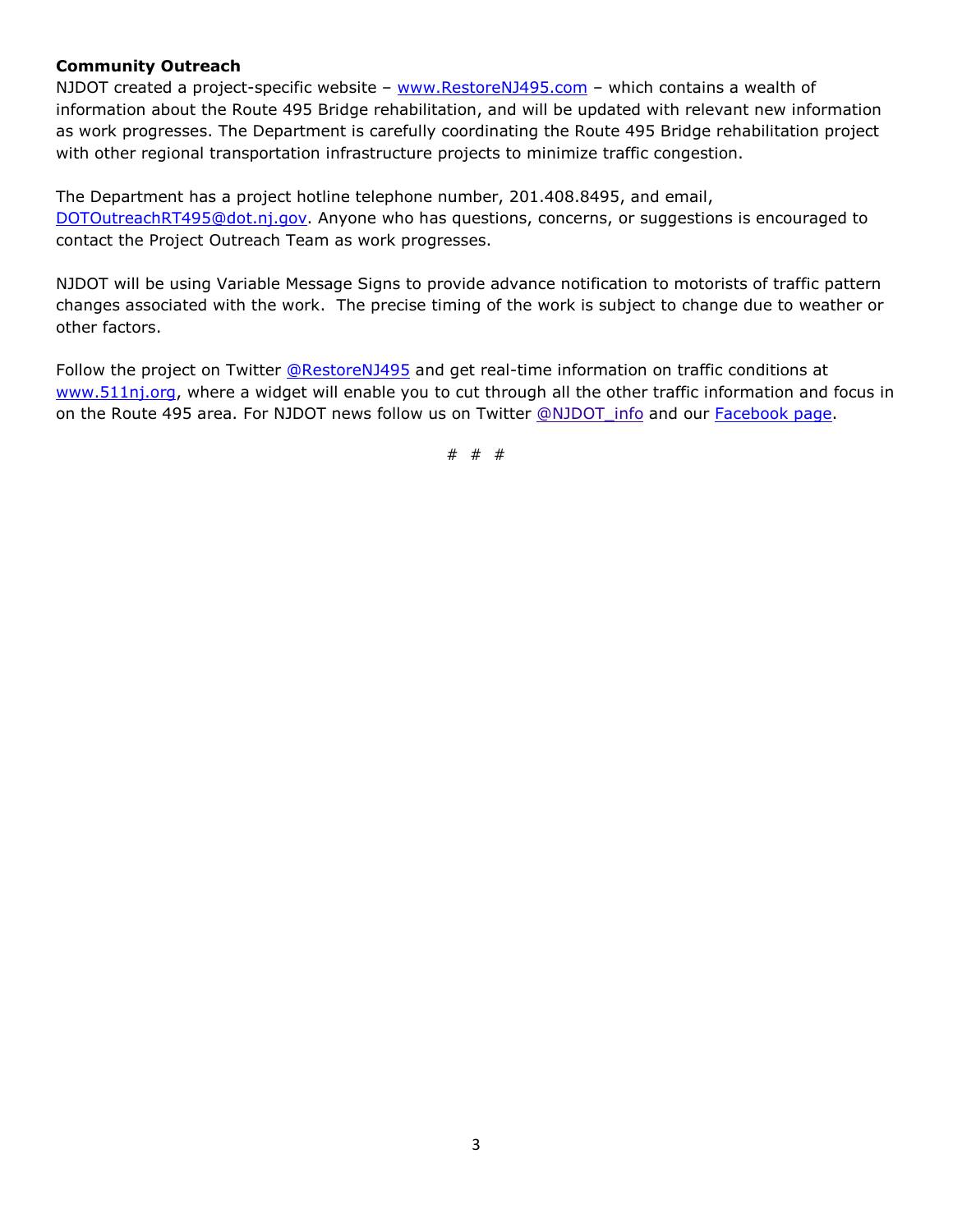**Community Outreach**

NJDOT created a project-specific website – www.RestoreNJ495.com – which contains a wealth of information about the Route 495 Bridge rehabilitation, and will be updated with relevant new information as work progresses. The Department is carefully coordinating the Route 495 Bridge rehabilitation project with other regional transportation infrastructure projects to minimize traffic congestion.

The Department has a project hotline telephone number, 201.408.8495, and email, DOTOutreachRT495@dot.nj.gov. Anyone who has questions, concerns, or suggestions is encouraged to contact the Project Outreach Team as work progresses.

NJDOT will be using Variable Message Signs to provide advance notification to motorists of traffic pattern changes associated with the work. The precise timing of the work is subject to change due to weather or other factors.

Follow the project on Twitter @RestoreNJ495 and get real-time information on traffic conditions at www.511nj.org, where a widget will enable you to cut through all the other traffic information and focus in on the Route 495 area. For NJDOT news follow us on Twitter @NJDOT_info and our Facebook page.

# # #